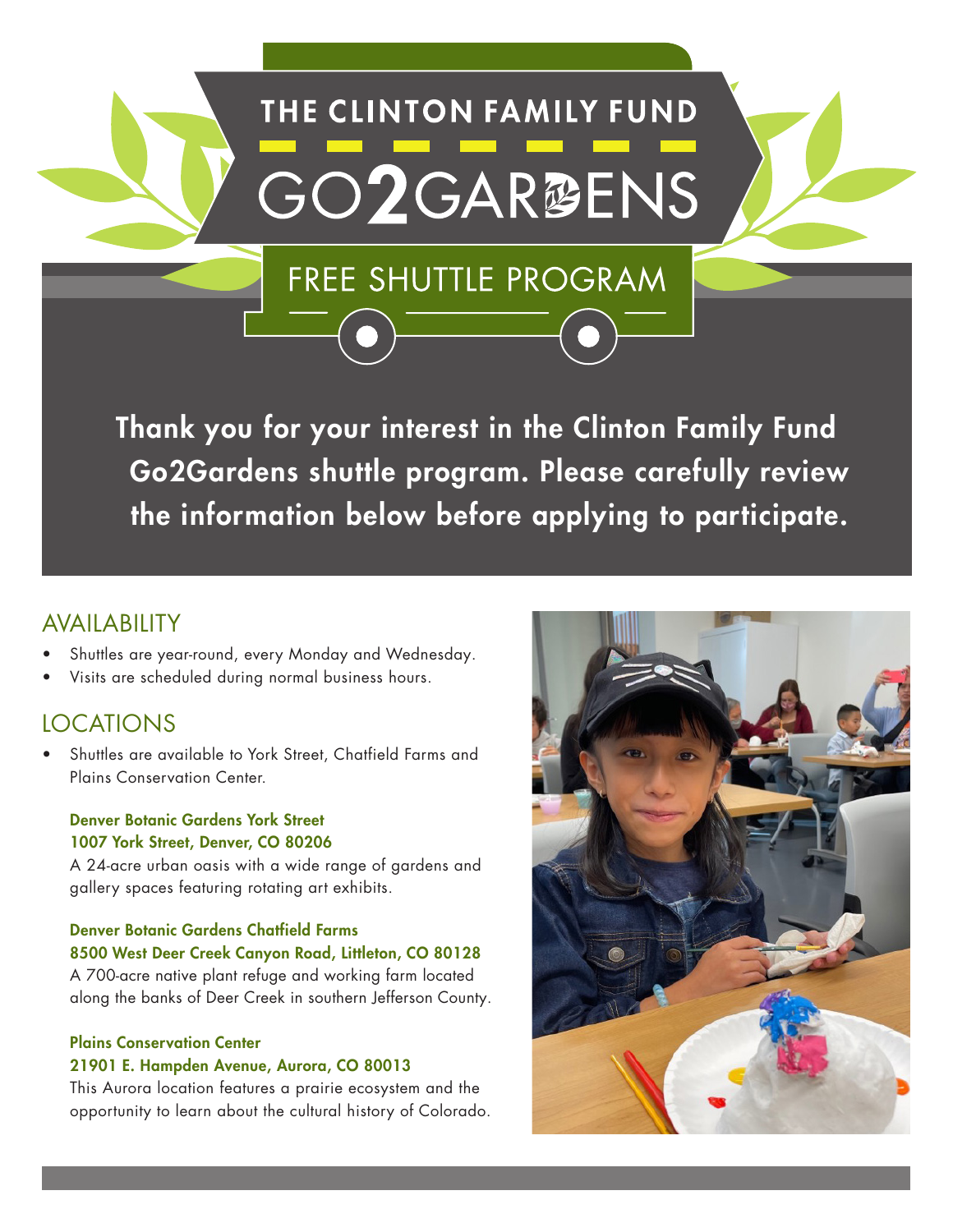# THE CLINTON FAMILY FUND

# GO2GARDENS

## FREE SHUTTLE PROGRAM

**Thank you for your interest in the Clinton Family Fund Go2Gardens shuttle program. Please carefully review the information below before applying to participate.**

## AVAILABILITY

- Shuttles are year-round, every Monday and Wednesday.
- Visits are scheduled during normal business hours.

## LOCATIONS

- Shuttles are available to York Street, Chatfield Farms and Plains Conservation Center.

**Denver Botanic Gardens York Street**
**1007 York Street, Denver, CO 80206**
A 24-acre urban oasis with a wide range of gardens and gallery spaces featuring rotating art exhibits.

**Denver Botanic Gardens Chatfield Farms**
**8500 West Deer Creek Canyon Road, Littleton, CO 80128**
A 700-acre native plant refuge and working farm located along the banks of Deer Creek in southern Jefferson County.

**Plains Conservation Center**
**21901 E. Hampden Avenue, Aurora, CO 80013**
This Aurora location features a prairie ecosystem and the opportunity to learn about the cultural history of Colorado.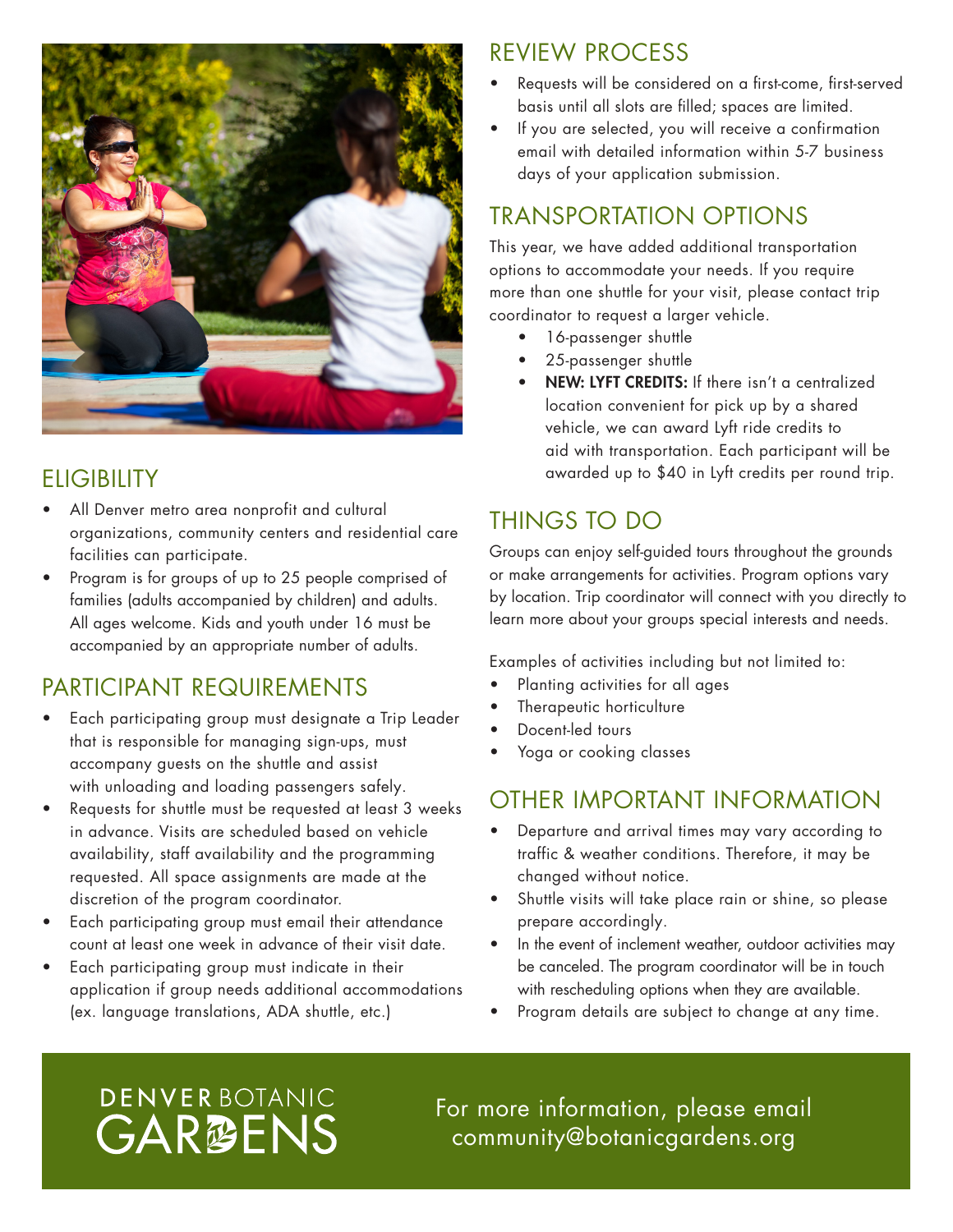## ELIGIBILITY

- All Denver metro area nonprofit and cultural organizations, community centers and residential care facilities can participate.
- Program is for groups of up to 25 people comprised of families (adults accompanied by children) and adults. All ages welcome. Kids and youth under 16 must be accompanied by an appropriate number of adults.

## PARTICIPANT REQUIREMENTS

- Each participating group must designate a Trip Leader that is responsible for managing sign-ups, must accompany guests on the shuttle and assist with unloading and loading passengers safely.
- Requests for shuttle must be requested at least 3 weeks in advance. Visits are scheduled based on vehicle availability, staff availability and the programming requested. All space assignments are made at the discretion of the program coordinator.
- Each participating group must email their attendance count at least one week in advance of their visit date.
- Each participating group must indicate in their application if group needs additional accommodations (ex. language translations, ADA shuttle, etc.)

## REVIEW PROCESS

- Requests will be considered on a first-come, first-served basis until all slots are filled; spaces are limited.
- If you are selected, you will receive a confirmation email with detailed information within 5-7 business days of your application submission.

## TRANSPORTATION OPTIONS

This year, we have added additional transportation options to accommodate your needs. If you require more than one shuttle for your visit, please contact trip coordinator to request a larger vehicle.

- 16-passenger shuttle
- 25-passenger shuttle
- **NEW: LYFT CREDITS:** If there isn't a centralized location convenient for pick up by a shared vehicle, we can award Lyft ride credits to aid with transportation. Each participant will be awarded up to $40 in Lyft credits per round trip.

## THINGS TO DO

Groups can enjoy self-guided tours throughout the grounds or make arrangements for activities. Program options vary by location. Trip coordinator will connect with you directly to learn more about your groups special interests and needs.

Examples of activities including but not limited to:

- Planting activities for all ages
- Therapeutic horticulture
- Docent-led tours
- Yoga or cooking classes

## OTHER IMPORTANT INFORMATION

- Departure and arrival times may vary according to traffic & weather conditions. Therefore, it may be changed without notice.
- Shuttle visits will take place rain or shine, so please prepare accordingly.
- In the event of inclement weather, outdoor activities may be canceled. The program coordinator will be in touch with rescheduling options when they are available.
- Program details are subject to change at any time.

DENVER BOTANIC GARDENS

For more information, please email community@botanicgardens.org